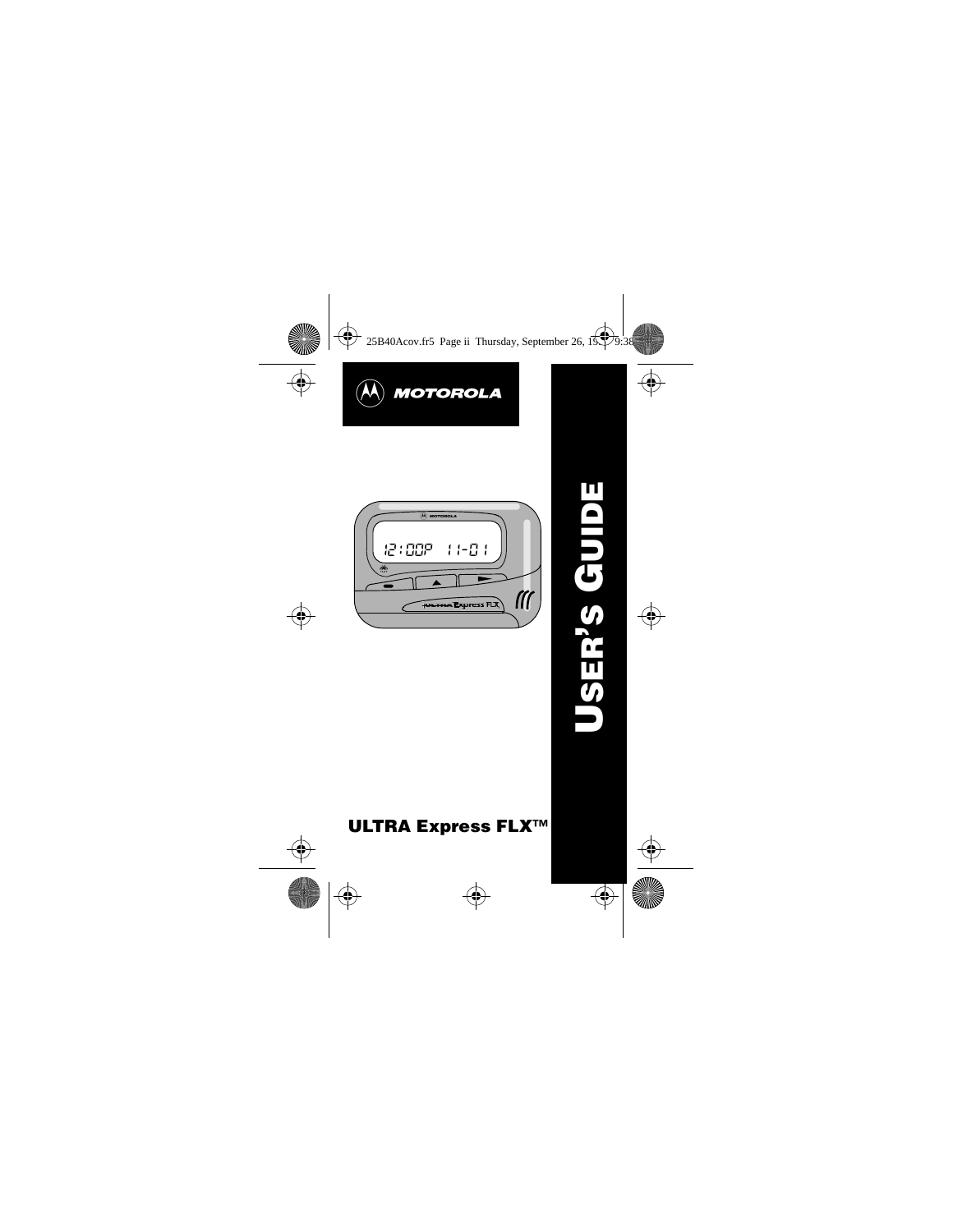MOTOROLA

# USER'S GUIDE

**ULTRA Express FLX™**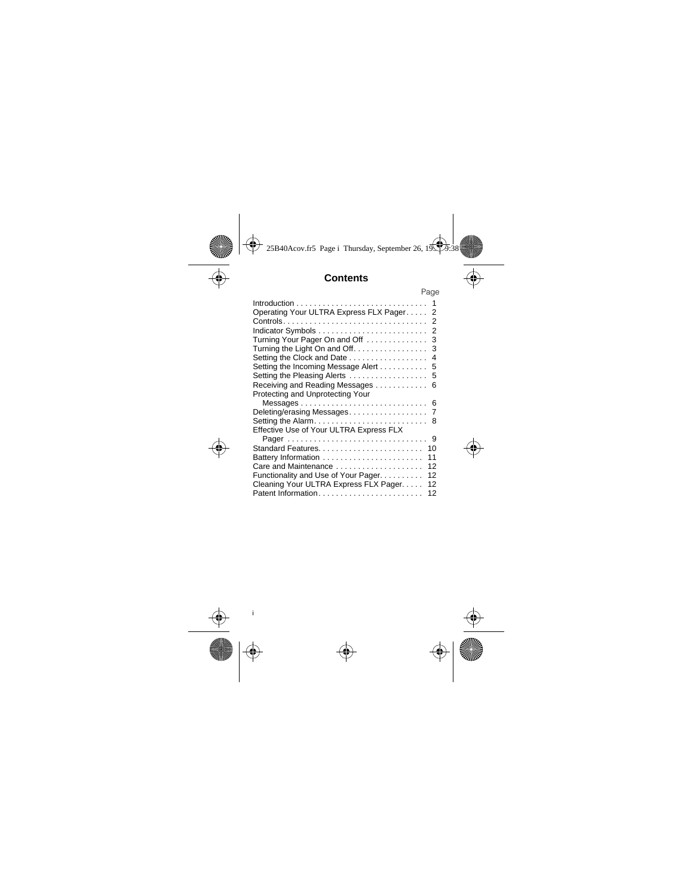## Contents

| | Page |
|---|---|
| Introduction | 1 |
| Operating Your ULTRA Express FLX Pager | 2 |
| Controls | 2 |
| Indicator Symbols | 2 |
| Turning Your Pager On and Off | 3 |
| Turning the Light On and Off | 3 |
| Setting the Clock and Date | 4 |
| Setting the Incoming Message Alert | 5 |
| Setting the Pleasing Alerts | 5 |
| Receiving and Reading Messages | 6 |
| Protecting and Unprotecting Your Messages | 6 |
| Deleting/erasing Messages | 7 |
| Setting the Alarm | 8 |
| Effective Use of Your ULTRA Express FLX Pager | 9 |
| Standard Features | 10 |
| Battery Information | 11 |
| Care and Maintenance | 12 |
| Functionality and Use of Your Pager | 12 |
| Cleaning Your ULTRA Express FLX Pager | 12 |
| Patent Information | 12 |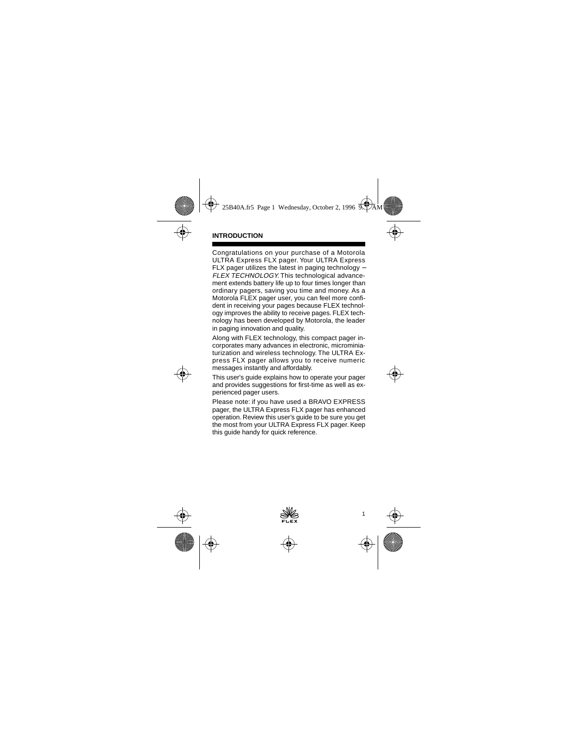## INTRODUCTION

Congratulations on your purchase of a Motorola ULTRA Express FLX pager. Your ULTRA Express FLX pager utilizes the latest in paging technology – *FLEX TECHNOLOGY.* This technological advancement extends battery life up to four times longer than ordinary pagers, saving you time and money. As a Motorola FLEX pager user, you can feel more confident in receiving your pages because FLEX technology improves the ability to receive pages. FLEX technology has been developed by Motorola, the leader in paging innovation and quality.

Along with FLEX technology, this compact pager incorporates many advances in electronic, microminiaturization and wireless technology. The ULTRA Express FLX pager allows you to receive numeric messages instantly and affordably.

This user's guide explains how to operate your pager and provides suggestions for first-time as well as experienced pager users.

Please note: if you have used a BRAVO EXPRESS pager, the ULTRA Express FLX pager has enhanced operation. Review this user's guide to be sure you get the most from your ULTRA Express FLX pager. Keep this guide handy for quick reference.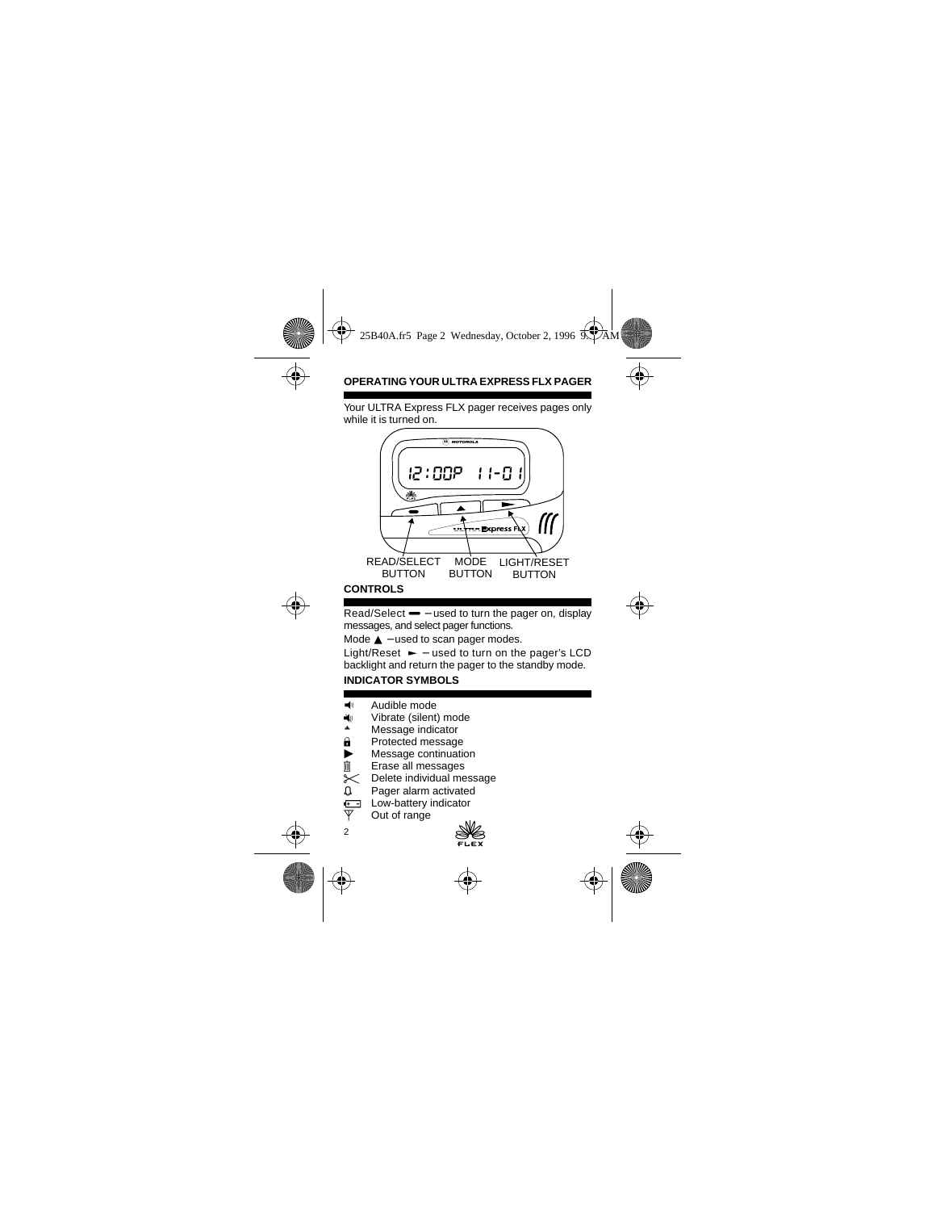## OPERATING YOUR ULTRA EXPRESS FLX PAGER

Your ULTRA Express FLX pager receives pages only while it is turned on.

READ/SELECT BUTTON MODE BUTTON LIGHT/RESET BUTTON

### CONTROLS

Read/Select ▬ – used to turn the pager on, display messages, and select pager functions.

Mode ▲ – used to scan pager modes.

Light/Reset ► – used to turn on the pager's LCD backlight and return the pager to the standby mode.

### INDICATOR SYMBOLS

- Audible mode
- Vibrate (silent) mode
- Message indicator
- Protected message
- Message continuation
- Erase all messages
- Delete individual message
- Pager alarm activated
- Low-battery indicator
- Out of range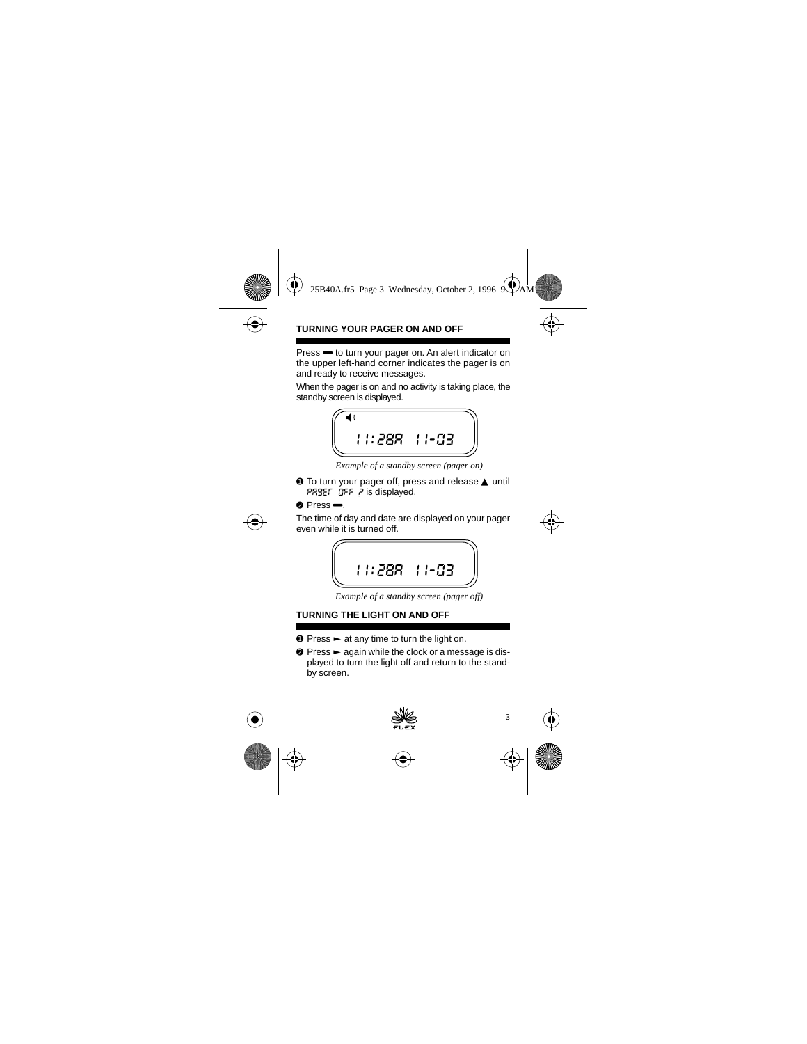## TURNING YOUR PAGER ON AND OFF

Press ▬ to turn your pager on. An alert indicator on the upper left-hand corner indicates the pager is on and ready to receive messages.

When the pager is on and no activity is taking place, the standby screen is displayed.

```
◀))
11:28A 11-03
```

*Example of a standby screen (pager on)*

❶ To turn your pager off, press and release ▲ until PAGER OFF ? is displayed.

❷ Press ▬.

The time of day and date are displayed on your pager even while it is turned off.

```
11:28A 11-03
```

*Example of a standby screen (pager off)*

## TURNING THE LIGHT ON AND OFF

❶ Press ► at any time to turn the light on.

❷ Press ► again while the clock or a message is displayed to turn the light off and return to the standby screen.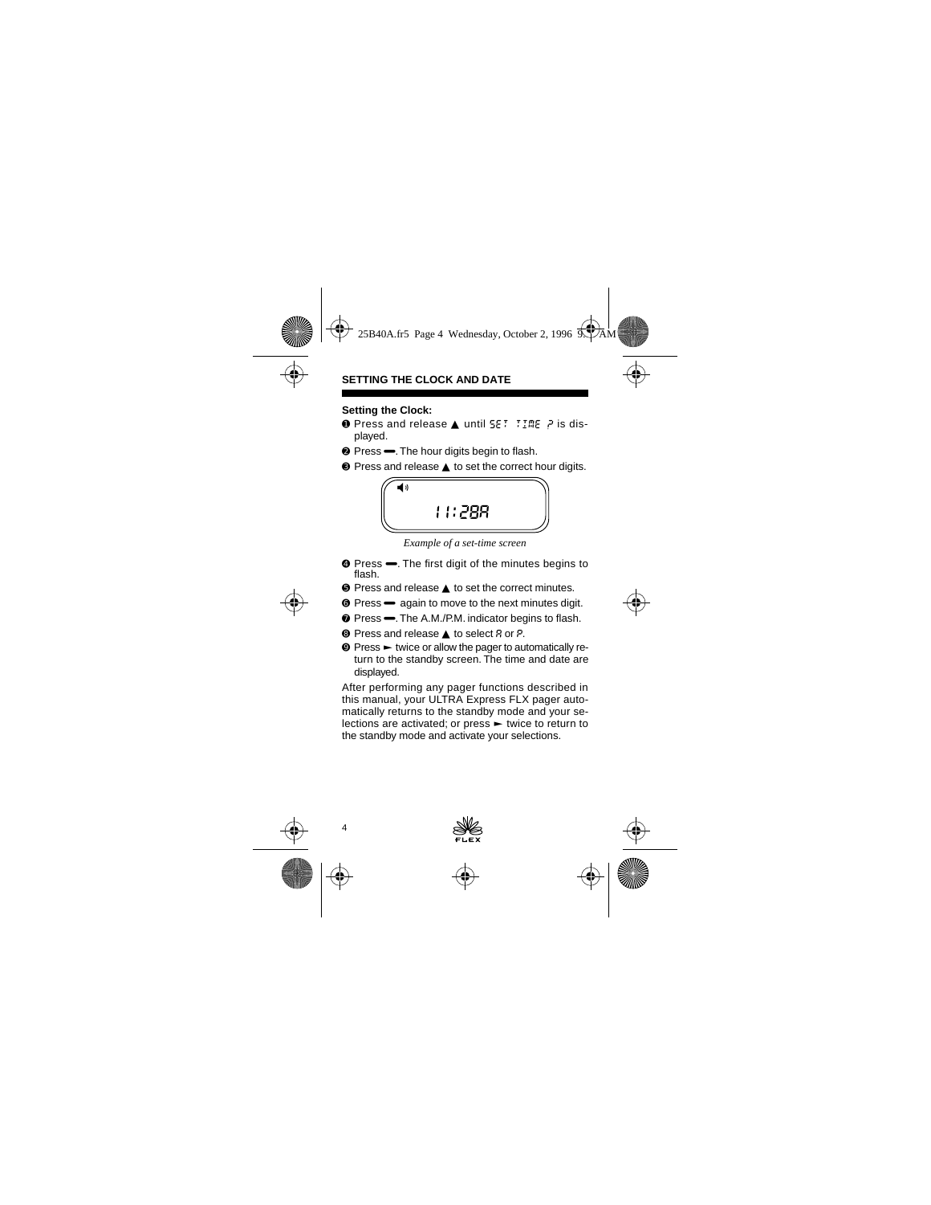## SETTING THE CLOCK AND DATE

### Setting the Clock:

❶ Press and release ▲ until SET TIME ? is displayed.

❷ Press ▬. The hour digits begin to flash.

❸ Press and release ▲ to set the correct hour digits.

11:28A

*Example of a set-time screen*

❹ Press ▬. The first digit of the minutes begins to flash.

❺ Press and release ▲ to set the correct minutes.

❻ Press ▬ again to move to the next minutes digit.

❼ Press ▬. The A.M./P.M. indicator begins to flash.

❽ Press and release ▲ to select A or P.

❾ Press ► twice or allow the pager to automatically return to the standby screen. The time and date are displayed.

After performing any pager functions described in this manual, your ULTRA Express FLX pager automatically returns to the standby mode and your selections are activated; or press ► twice to return to the standby mode and activate your selections.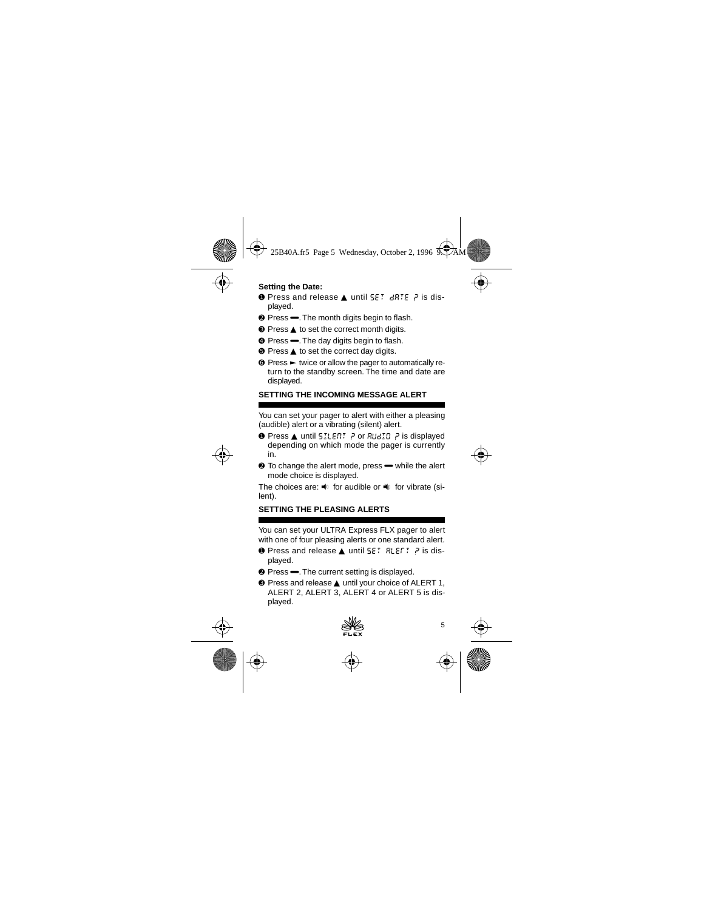**Setting the Date:**

❶ Press and release ▲ until SET dATE ? is displayed.

❷ Press ▬. The month digits begin to flash.

❸ Press ▲ to set the correct month digits.

❹ Press ▬. The day digits begin to flash.

❺ Press ▲ to set the correct day digits.

❻ Press ► twice or allow the pager to automatically return to the standby screen. The time and date are displayed.

## SETTING THE INCOMING MESSAGE ALERT

You can set your pager to alert with either a pleasing (audible) alert or a vibrating (silent) alert.

❶ Press ▲ until SILENT ? or AUdIO ? is displayed depending on which mode the pager is currently in.

❷ To change the alert mode, press ▬ while the alert mode choice is displayed.

The choices are: 🔈 for audible or 🔈 for vibrate (silent).

## SETTING THE PLEASING ALERTS

You can set your ULTRA Express FLX pager to alert with one of four pleasing alerts or one standard alert.

❶ Press and release ▲ until SET ALERT ? is displayed.

❷ Press ▬. The current setting is displayed.

❸ Press and release ▲ until your choice of ALERT 1, ALERT 2, ALERT 3, ALERT 4 or ALERT 5 is displayed.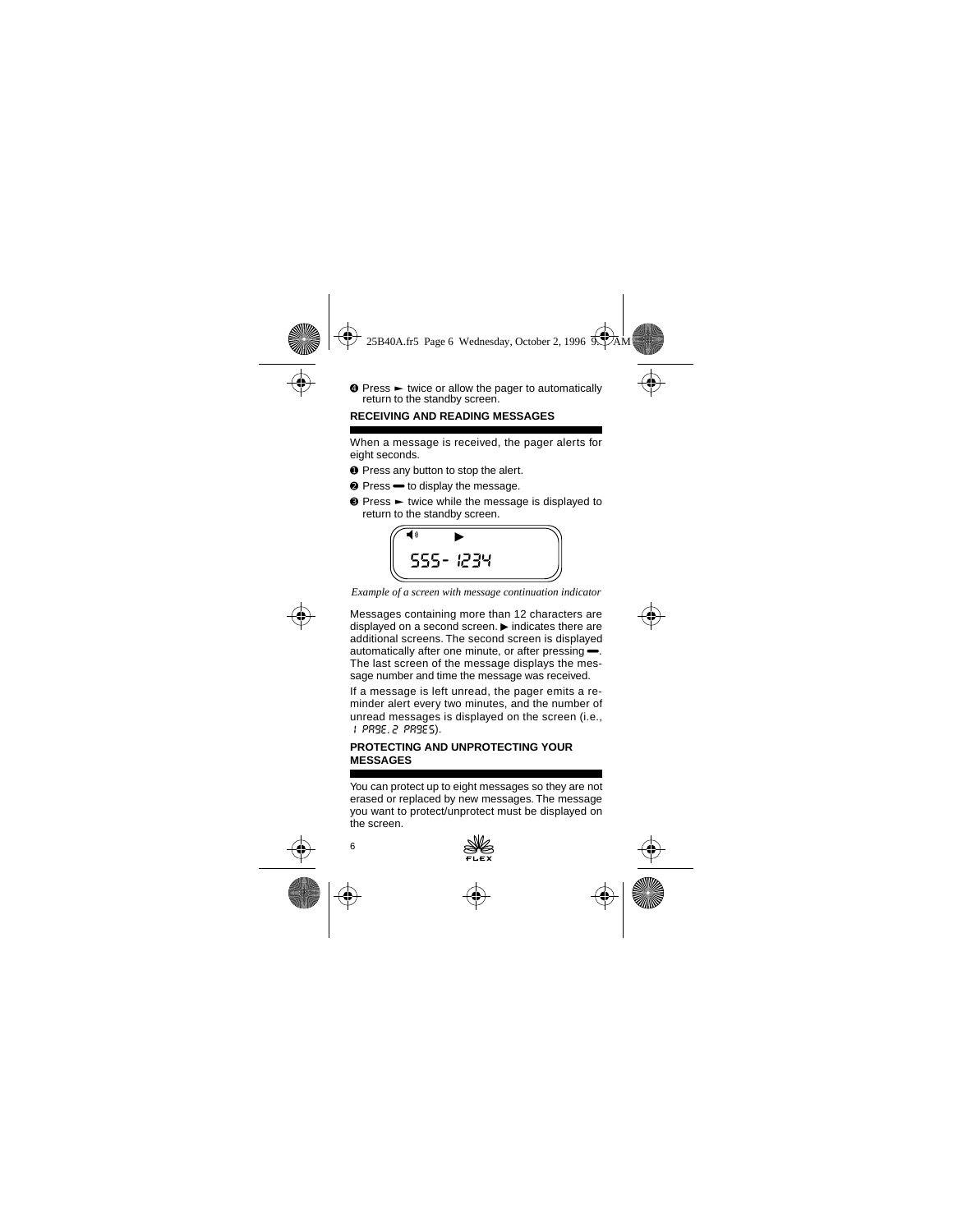❹ Press ► twice or allow the pager to automatically return to the standby screen.

## RECEIVING AND READING MESSAGES

When a message is received, the pager alerts for eight seconds.

❶ Press any button to stop the alert.

❷ Press ▬ to display the message.

❸ Press ► twice while the message is displayed to return to the standby screen.

555- 1234

*Example of a screen with message continuation indicator*

Messages containing more than 12 characters are displayed on a second screen. ▶ indicates there are additional screens. The second screen is displayed automatically after one minute, or after pressing ▬. The last screen of the message displays the message number and time the message was received.

If a message is left unread, the pager emits a reminder alert every two minutes, and the number of unread messages is displayed on the screen (i.e., 1 PAGE, 2 PAGES).

## PROTECTING AND UNPROTECTING YOUR MESSAGES

You can protect up to eight messages so they are not erased or replaced by new messages. The message you want to protect/unprotect must be displayed on the screen.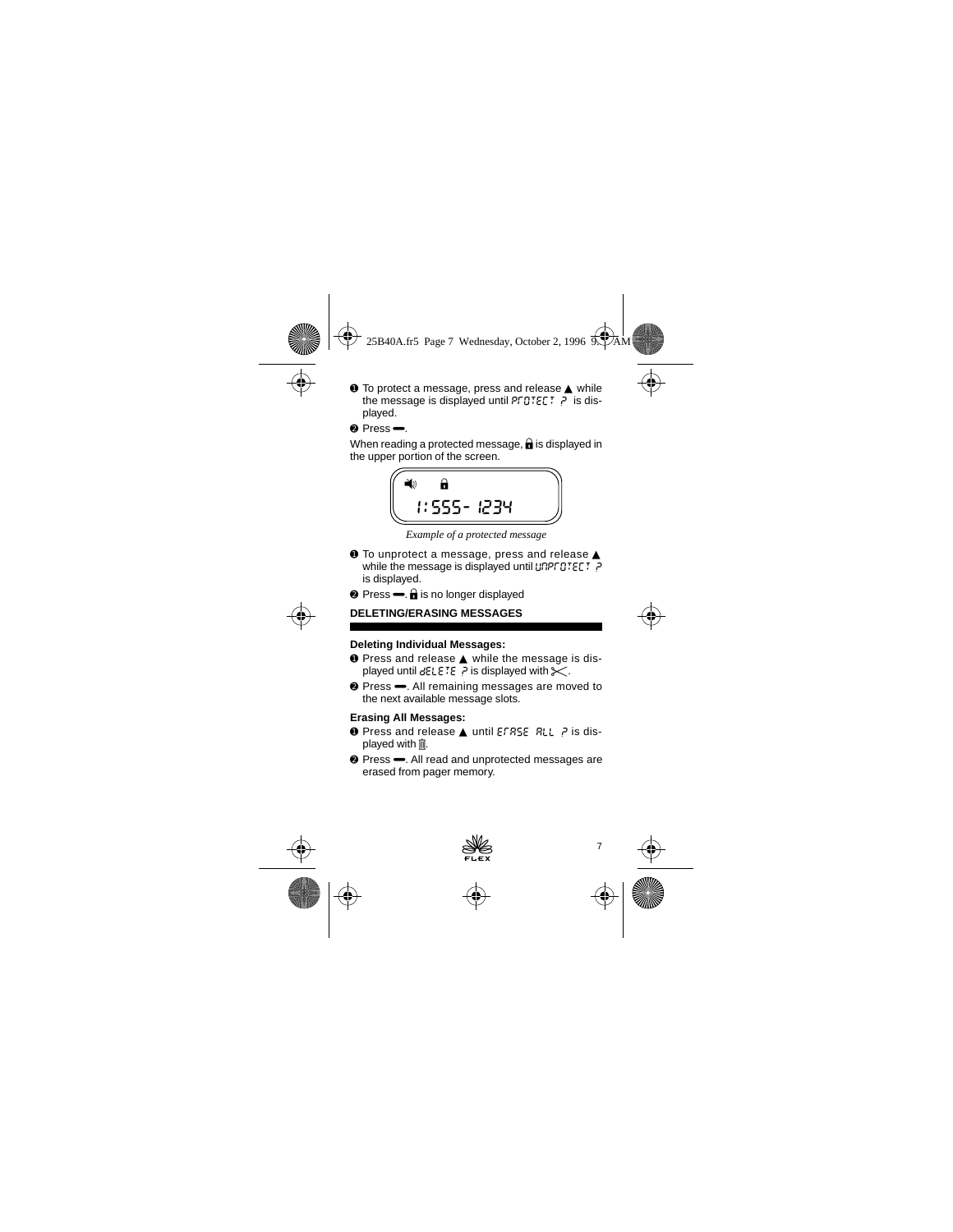❶ To protect a message, press and release ▲ while the message is displayed until PROTECT ? is displayed.

❷ Press ▬.

When reading a protected message, 🔒 is displayed in the upper portion of the screen.

1:555- 1234

*Example of a protected message*

❶ To unprotect a message, press and release ▲ while the message is displayed until UNPROTECT ? is displayed.

❷ Press ▬. 🔒 is no longer displayed

## DELETING/ERASING MESSAGES

### Deleting Individual Messages:

❶ Press and release ▲ while the message is displayed until dELETE ? is displayed with ✂.

❷ Press ▬. All remaining messages are moved to the next available message slots.

### Erasing All Messages:

❶ Press and release ▲ until ERASE ALL ? is displayed with 🗑.

❷ Press ▬. All read and unprotected messages are erased from pager memory.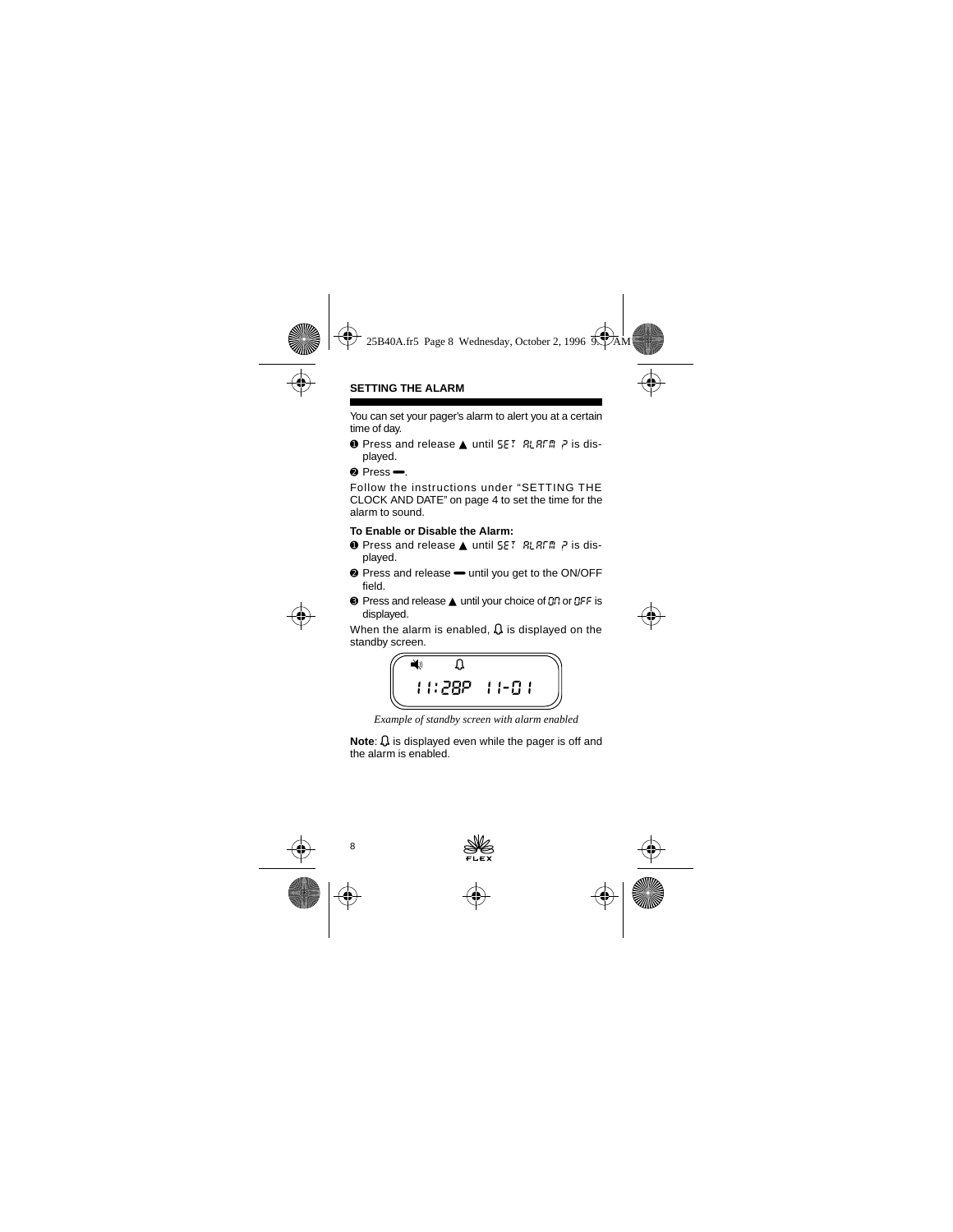## SETTING THE ALARM

You can set your pager's alarm to alert you at a certain time of day.

❶ Press and release ▲ until SET ALARM ? is displayed.

❷ Press ▬.

Follow the instructions under "SETTING THE CLOCK AND DATE" on page 4 to set the time for the alarm to sound.

**To Enable or Disable the Alarm:**

❶ Press and release ▲ until SET ALARM ? is displayed.

❷ Press and release ▬ until you get to the ON/OFF field.

❸ Press and release ▲ until your choice of ON or OFF is displayed.

When the alarm is enabled, 🔔 is displayed on the standby screen.

11:28P 11-01

*Example of standby screen with alarm enabled*

**Note**: 🔔 is displayed even while the pager is off and the alarm is enabled.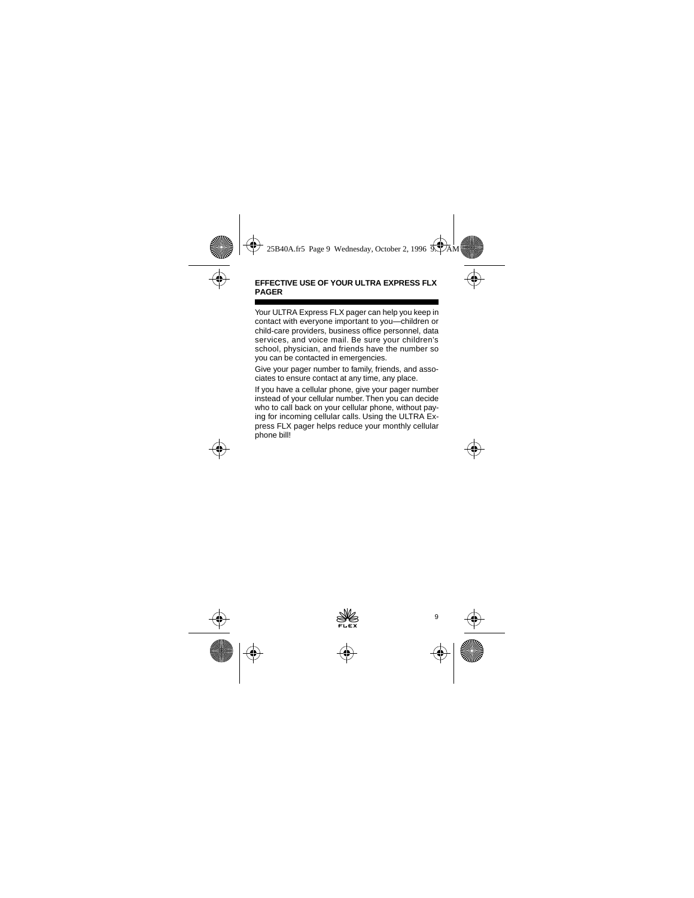## EFFECTIVE USE OF YOUR ULTRA EXPRESS FLX PAGER

Your ULTRA Express FLX pager can help you keep in contact with everyone important to you—children or child-care providers, business office personnel, data services, and voice mail. Be sure your children's school, physician, and friends have the number so you can be contacted in emergencies.

Give your pager number to family, friends, and associates to ensure contact at any time, any place.

If you have a cellular phone, give your pager number instead of your cellular number. Then you can decide who to call back on your cellular phone, without paying for incoming cellular calls. Using the ULTRA Express FLX pager helps reduce your monthly cellular phone bill!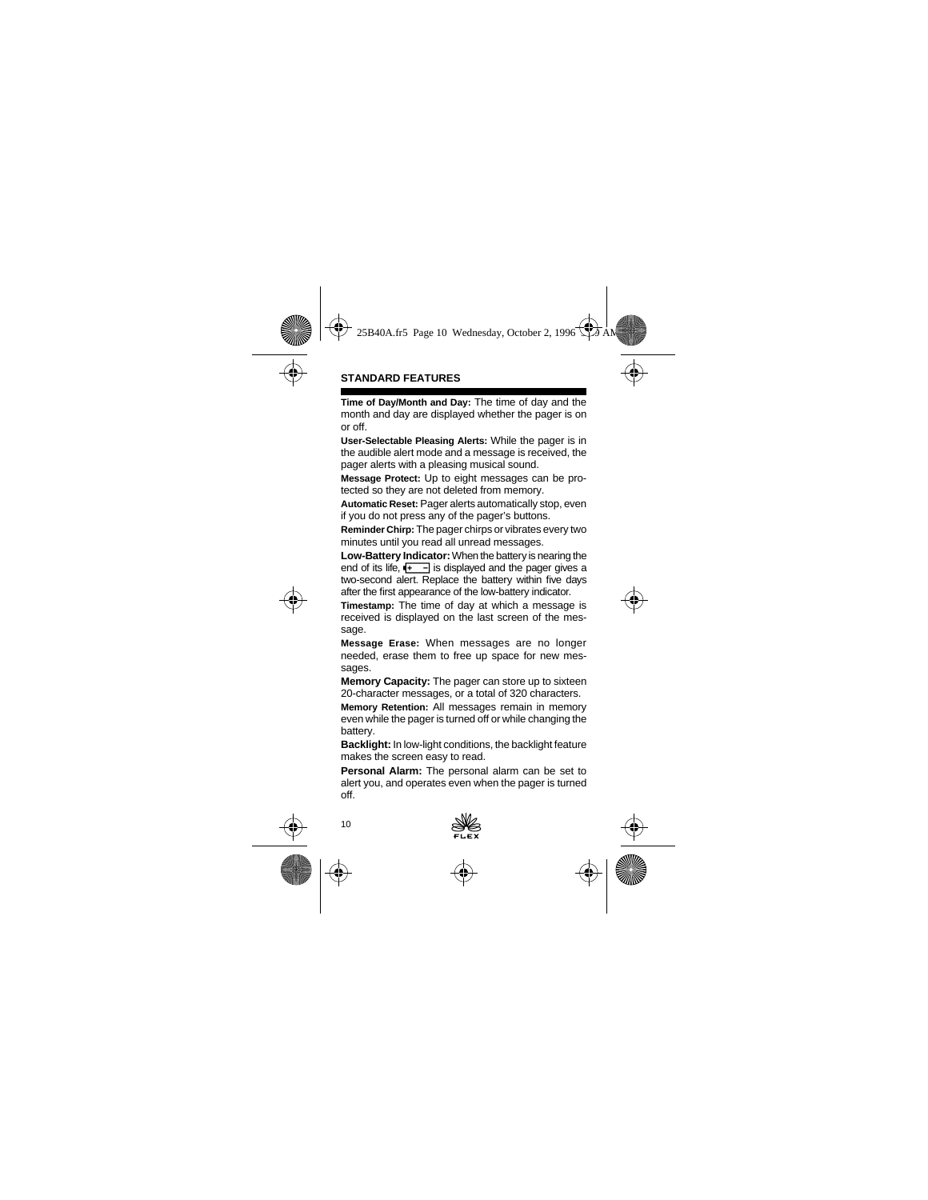## STANDARD FEATURES

**Time of Day/Month and Day:** The time of day and the month and day are displayed whether the pager is on or off.

**User-Selectable Pleasing Alerts:** While the pager is in the audible alert mode and a message is received, the pager alerts with a pleasing musical sound.

**Message Protect:** Up to eight messages can be protected so they are not deleted from memory.

**Automatic Reset:** Pager alerts automatically stop, even if you do not press any of the pager's buttons.

**Reminder Chirp:** The pager chirps or vibrates every two minutes until you read all unread messages.

**Low-Battery Indicator:** When the battery is nearing the end of its life, [+ −] is displayed and the pager gives a two-second alert. Replace the battery within five days after the first appearance of the low-battery indicator.

**Timestamp:** The time of day at which a message is received is displayed on the last screen of the message.

**Message Erase:** When messages are no longer needed, erase them to free up space for new messages.

**Memory Capacity:** The pager can store up to sixteen 20-character messages, or a total of 320 characters.

**Memory Retention:** All messages remain in memory even while the pager is turned off or while changing the battery.

**Backlight:** In low-light conditions, the backlight feature makes the screen easy to read.

**Personal Alarm:** The personal alarm can be set to alert you, and operates even when the pager is turned off.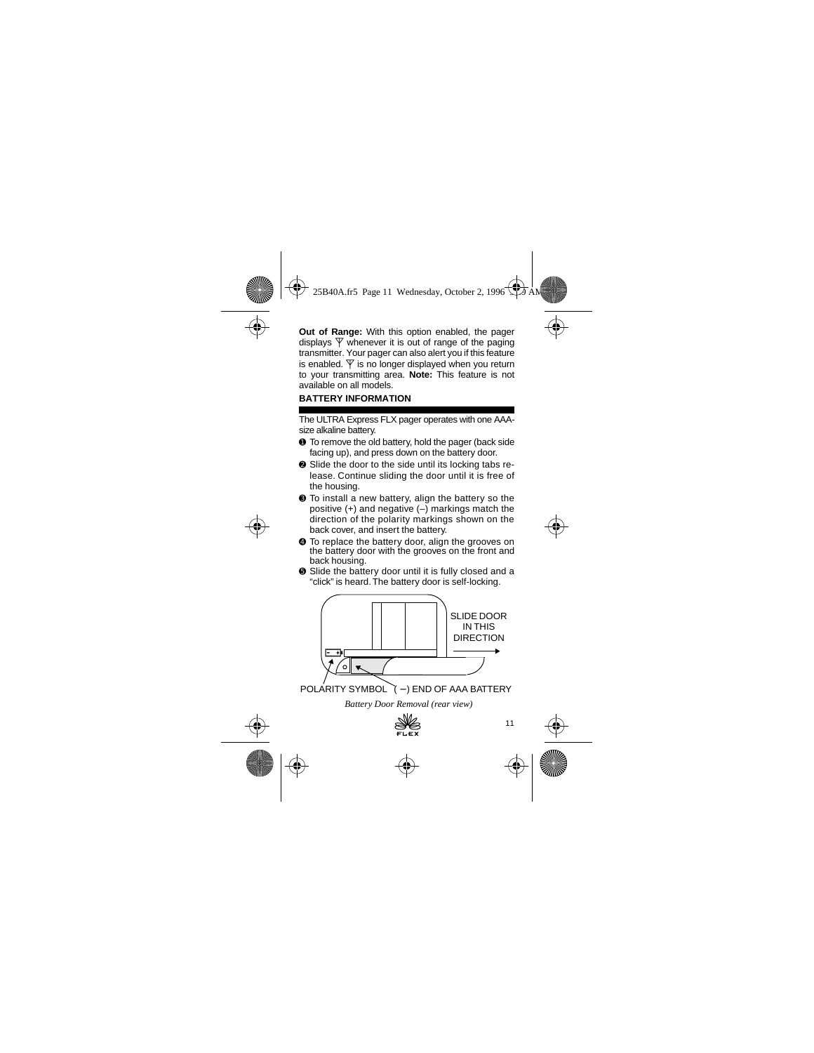**Out of Range:** With this option enabled, the pager displays Ÿ whenever it is out of range of the paging transmitter. Your pager can also alert you if this feature is enabled. Ÿ is no longer displayed when you return to your transmitting area. **Note:** This feature is not available on all models.

## BATTERY INFORMATION

The ULTRA Express FLX pager operates with one AAA-size alkaline battery.

1. To remove the old battery, hold the pager (back side facing up), and press down on the battery door.
2. Slide the door to the side until its locking tabs release. Continue sliding the door until it is free of the housing.
3. To install a new battery, align the battery so the positive (+) and negative (–) markings match the direction of the polarity markings shown on the back cover, and insert the battery.
4. To replace the battery door, align the grooves on the battery door with the grooves on the front and back housing.
5. Slide the battery door until it is fully closed and a "click" is heard. The battery door is self-locking.

SLIDE DOOR IN THIS DIRECTION

POLARITY SYMBOL ( –) END OF AAA BATTERY

*Battery Door Removal (rear view)*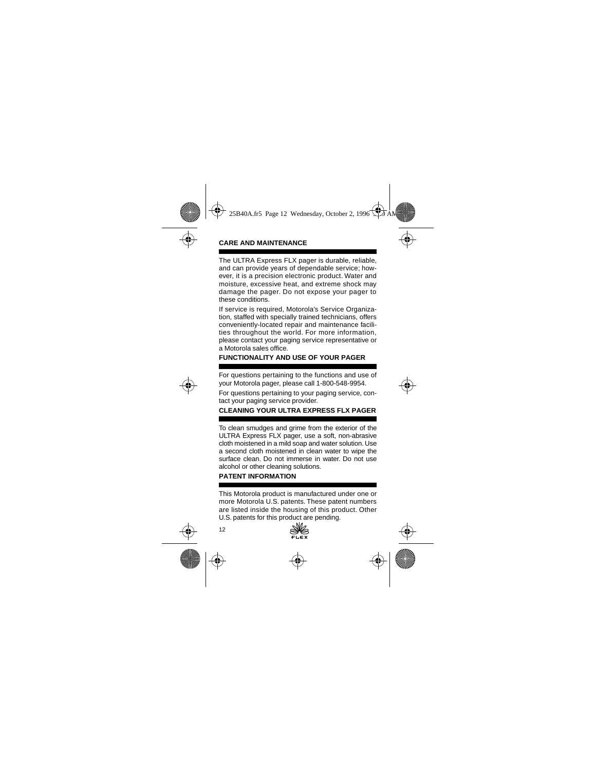## CARE AND MAINTENANCE

The ULTRA Express FLX pager is durable, reliable, and can provide years of dependable service; however, it is a precision electronic product. Water and moisture, excessive heat, and extreme shock may damage the pager. Do not expose your pager to these conditions.

If service is required, Motorola's Service Organization, staffed with specially trained technicians, offers conveniently-located repair and maintenance facilities throughout the world. For more information, please contact your paging service representative or a Motorola sales office.

## FUNCTIONALITY AND USE OF YOUR PAGER

For questions pertaining to the functions and use of your Motorola pager, please call 1-800-548-9954.

For questions pertaining to your paging service, contact your paging service provider.

## CLEANING YOUR ULTRA EXPRESS FLX PAGER

To clean smudges and grime from the exterior of the ULTRA Express FLX pager, use a soft, non-abrasive cloth moistened in a mild soap and water solution. Use a second cloth moistened in clean water to wipe the surface clean. Do not immerse in water. Do not use alcohol or other cleaning solutions.

## PATENT INFORMATION

This Motorola product is manufactured under one or more Motorola U.S. patents. These patent numbers are listed inside the housing of this product. Other U.S. patents for this product are pending.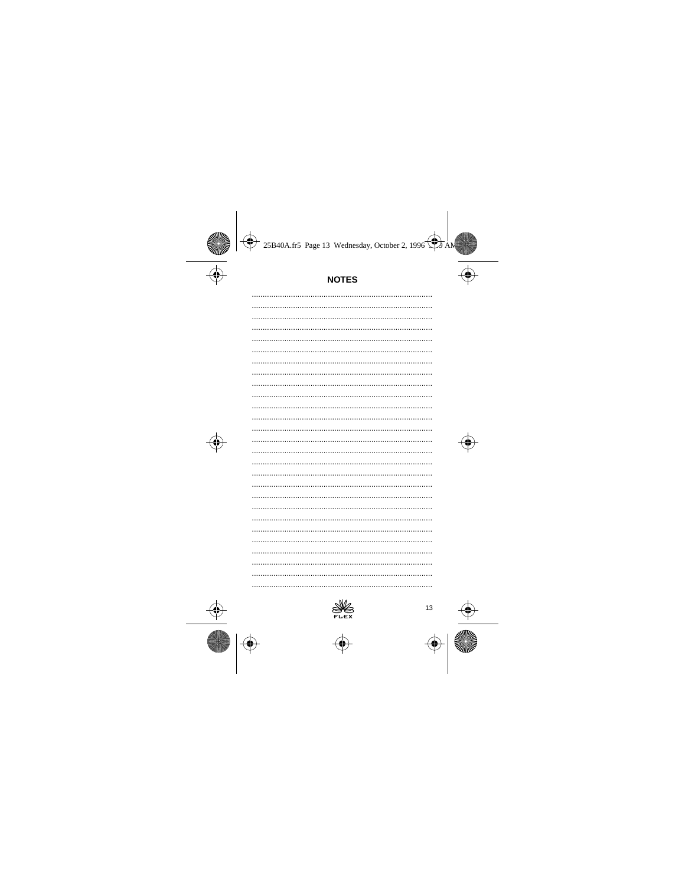## NOTES

..................................................................................

..................................................................................

..................................................................................

..................................................................................

..................................................................................

..................................................................................

..................................................................................

..................................................................................

..................................................................................

..................................................................................

..................................................................................

..................................................................................

..................................................................................

..................................................................................

..................................................................................

..................................................................................

..................................................................................

..................................................................................

..................................................................................

..................................................................................

..................................................................................

..................................................................................

..................................................................................

..................................................................................

..................................................................................

..................................................................................

..................................................................................

FLEX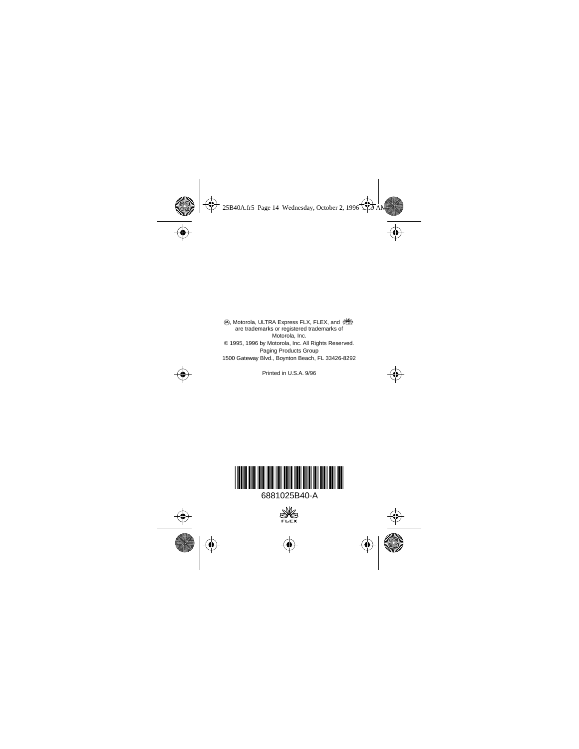Ⓜ, Motorola, ULTRA Express FLX, FLEX, and  are trademarks or registered trademarks of Motorola, Inc.

© 1995, 1996 by Motorola, Inc. All Rights Reserved.

Paging Products Group

1500 Gateway Blvd., Boynton Beach, FL 33426-8292

Printed in U.S.A. 9/96

6881025B40-A

FLEX